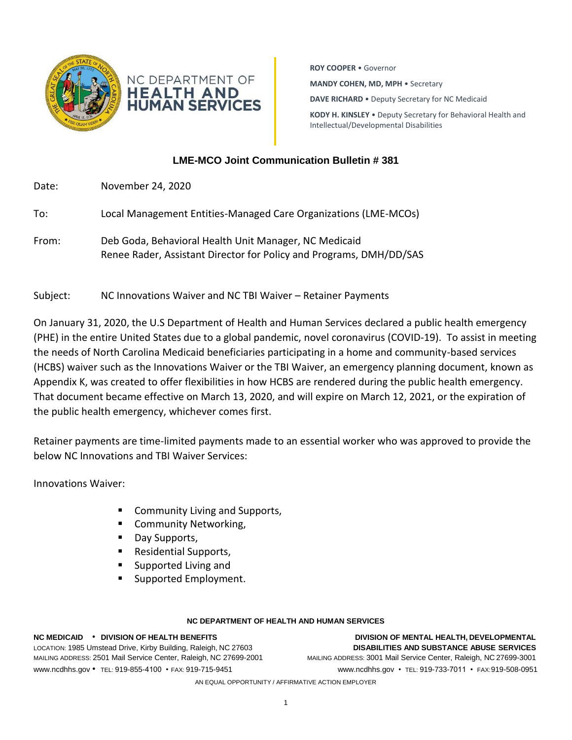NC DEPARTMENT OF **HEALTH AND HUMAN SERVICES**

**ROY COOPER** • Governor
**MANDY COHEN, MD, MPH** • Secretary
**DAVE RICHARD** • Deputy Secretary for NC Medicaid
**KODY H. KINSLEY** • Deputy Secretary for Behavioral Health and Intellectual/Developmental Disabilities

## LME-MCO Joint Communication Bulletin # 381

Date: November 24, 2020

To: Local Management Entities-Managed Care Organizations (LME-MCOs)

From: Deb Goda, Behavioral Health Unit Manager, NC Medicaid
Renee Rader, Assistant Director for Policy and Programs, DMH/DD/SAS

Subject: NC Innovations Waiver and NC TBI Waiver – Retainer Payments

On January 31, 2020, the U.S Department of Health and Human Services declared a public health emergency (PHE) in the entire United States due to a global pandemic, novel coronavirus (COVID-19). To assist in meeting the needs of North Carolina Medicaid beneficiaries participating in a home and community-based services (HCBS) waiver such as the Innovations Waiver or the TBI Waiver, an emergency planning document, known as Appendix K, was created to offer flexibilities in how HCBS are rendered during the public health emergency. That document became effective on March 13, 2020, and will expire on March 12, 2021, or the expiration of the public health emergency, whichever comes first.

Retainer payments are time-limited payments made to an essential worker who was approved to provide the below NC Innovations and TBI Waiver Services:

Innovations Waiver:

- Community Living and Supports,
- Community Networking,
- Day Supports,
- Residential Supports,
- Supported Living and
- Supported Employment.

**NC DEPARTMENT OF HEALTH AND HUMAN SERVICES**

**NC MEDICAID • DIVISION OF HEALTH BENEFITS**
LOCATION: 1985 Umstead Drive, Kirby Building, Raleigh, NC 27603
MAILING ADDRESS: 2501 Mail Service Center, Raleigh, NC 27699-2001
www.ncdhhs.gov • TEL: 919-855-4100 • FAX: 919-715-9451

**DIVISION OF MENTAL HEALTH, DEVELOPMENTAL DISABILITIES AND SUBSTANCE ABUSE SERVICES**
MAILING ADDRESS: 3001 Mail Service Center, Raleigh, NC 27699-3001
www.ncdhhs.gov • TEL: 919-733-7011 • FAX: 919-508-0951

AN EQUAL OPPORTUNITY / AFFIRMATIVE ACTION EMPLOYER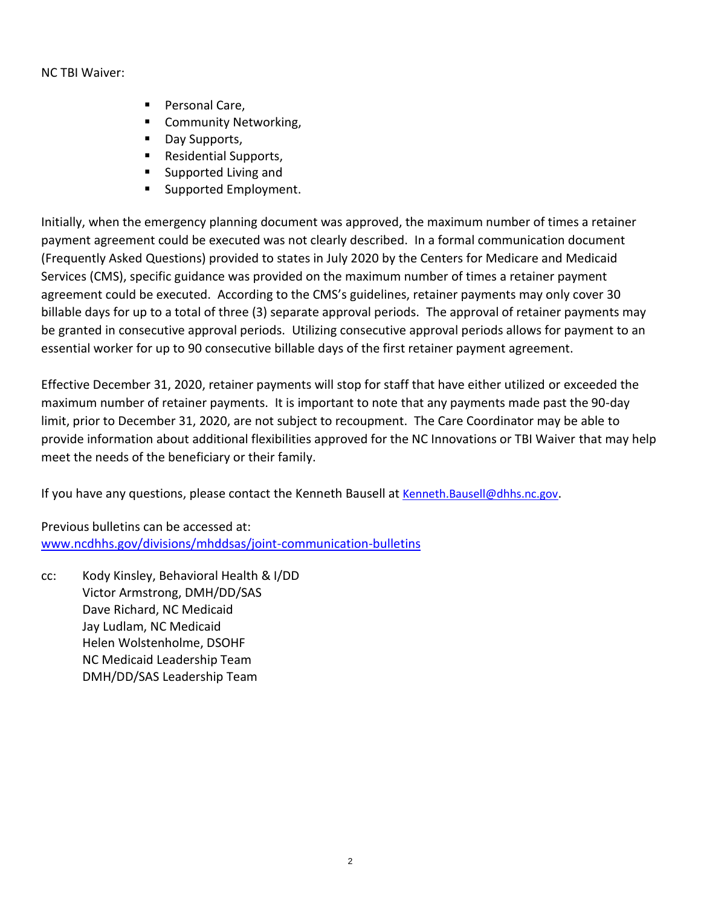NC TBI Waiver:

- Personal Care,
- Community Networking,
- Day Supports,
- Residential Supports,
- Supported Living and
- Supported Employment.

Initially, when the emergency planning document was approved, the maximum number of times a retainer payment agreement could be executed was not clearly described. In a formal communication document (Frequently Asked Questions) provided to states in July 2020 by the Centers for Medicare and Medicaid Services (CMS), specific guidance was provided on the maximum number of times a retainer payment agreement could be executed. According to the CMS's guidelines, retainer payments may only cover 30 billable days for up to a total of three (3) separate approval periods. The approval of retainer payments may be granted in consecutive approval periods. Utilizing consecutive approval periods allows for payment to an essential worker for up to 90 consecutive billable days of the first retainer payment agreement.

Effective December 31, 2020, retainer payments will stop for staff that have either utilized or exceeded the maximum number of retainer payments. It is important to note that any payments made past the 90-day limit, prior to December 31, 2020, are not subject to recoupment. The Care Coordinator may be able to provide information about additional flexibilities approved for the NC Innovations or TBI Waiver that may help meet the needs of the beneficiary or their family.

If you have any questions, please contact the Kenneth Bausell at Kenneth.Bausell@dhhs.nc.gov.

Previous bulletins can be accessed at:
www.ncdhhs.gov/divisions/mhddsas/joint-communication-bulletins

cc: Kody Kinsley, Behavioral Health & I/DD
Victor Armstrong, DMH/DD/SAS
Dave Richard, NC Medicaid
Jay Ludlam, NC Medicaid
Helen Wolstenholme, DSOHF
NC Medicaid Leadership Team
DMH/DD/SAS Leadership Team